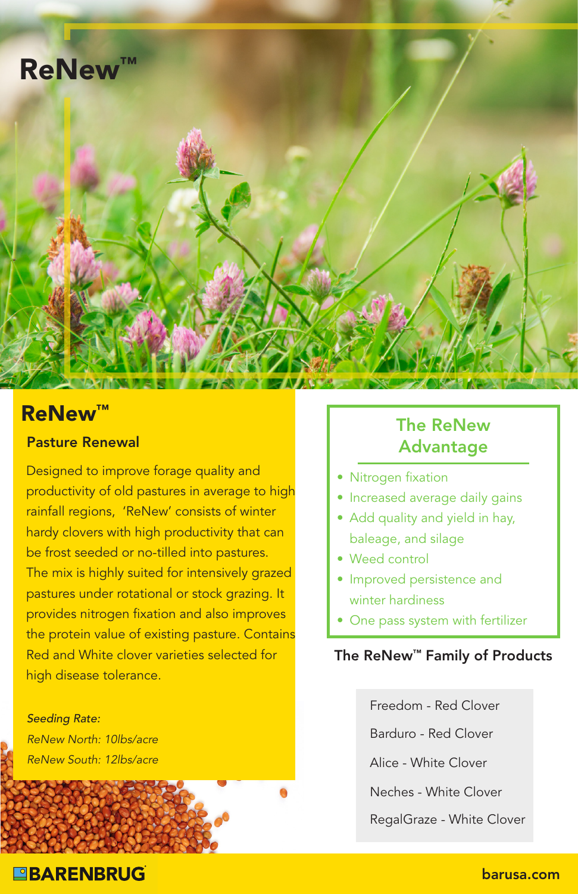# ReNew™

## ReNew™

### Pasture Renewal

Designed to improve forage quality and productivity of old pastures in average to high rainfall regions, 'ReNew' consists of winter hardy clovers with high productivity that can be frost seeded or no-tilled into pastures. The mix is highly suited for intensively grazed pastures under rotational or stock grazing. It provides nitrogen fixation and also improves the protein value of existing pasture. Contains Red and White clover varieties selected for high disease tolerance.

*Seeding Rate:*
*ReNew North: 10lbs/acre*
*ReNew South: 12lbs/acre*

### The ReNew Advantage

- Nitrogen fixation
- Increased average daily gains
- Add quality and yield in hay, baleage, and silage
- Weed control
- Improved persistence and winter hardiness
- One pass system with fertilizer

### The ReNew™ Family of Products

- Freedom - Red Clover
- Barduro - Red Clover
- Alice - White Clover
- Neches - White Clover
- RegalGraze - White Clover

BARENBRUG

barusa.com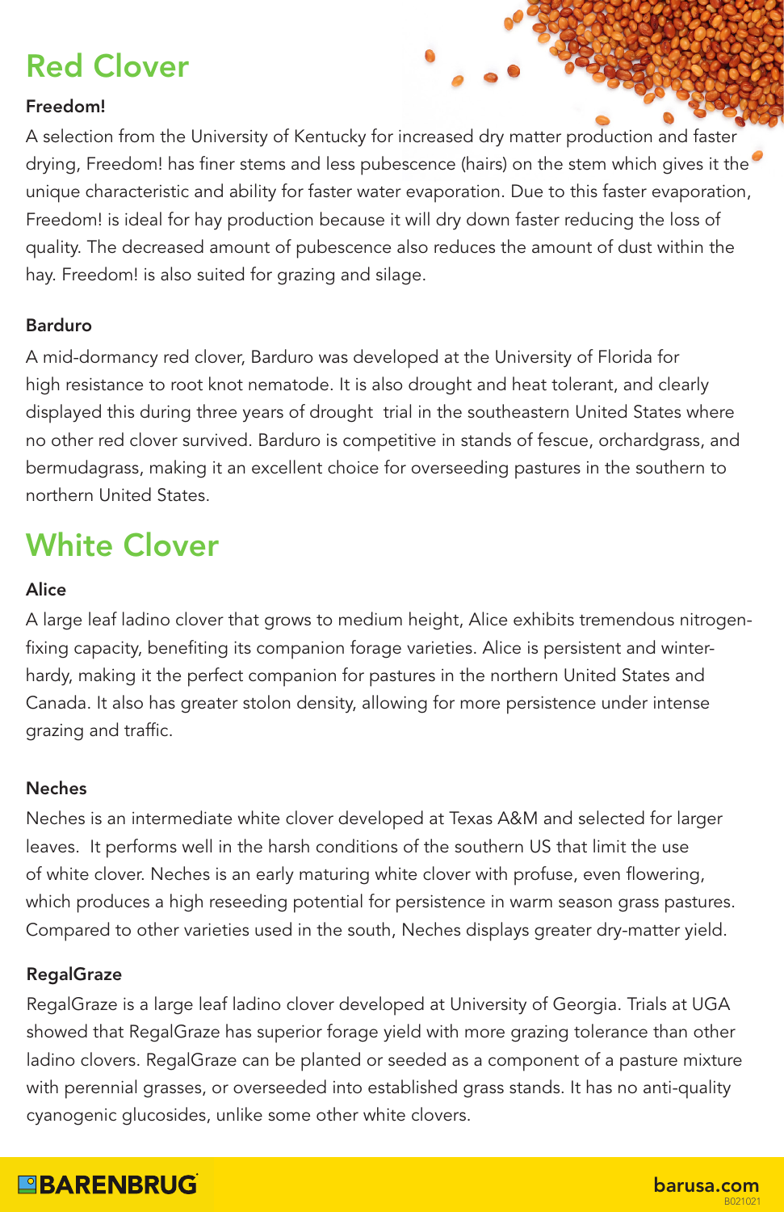## Red Clover

### Freedom!

A selection from the University of Kentucky for increased dry matter production and faster drying, Freedom! has finer stems and less pubescence (hairs) on the stem which gives it the unique characteristic and ability for faster water evaporation. Due to this faster evaporation, Freedom! is ideal for hay production because it will dry down faster reducing the loss of quality. The decreased amount of pubescence also reduces the amount of dust within the hay. Freedom! is also suited for grazing and silage.

### Barduro

A mid-dormancy red clover, Barduro was developed at the University of Florida for high resistance to root knot nematode. It is also drought and heat tolerant, and clearly displayed this during three years of drought trial in the southeastern United States where no other red clover survived. Barduro is competitive in stands of fescue, orchardgrass, and bermudagrass, making it an excellent choice for overseeding pastures in the southern to northern United States.

## White Clover

### Alice

A large leaf ladino clover that grows to medium height, Alice exhibits tremendous nitrogen-fixing capacity, benefiting its companion forage varieties. Alice is persistent and winter-hardy, making it the perfect companion for pastures in the northern United States and Canada. It also has greater stolon density, allowing for more persistence under intense grazing and traffic.

### Neches

Neches is an intermediate white clover developed at Texas A&M and selected for larger leaves. It performs well in the harsh conditions of the southern US that limit the use of white clover. Neches is an early maturing white clover with profuse, even flowering, which produces a high reseeding potential for persistence in warm season grass pastures. Compared to other varieties used in the south, Neches displays greater dry-matter yield.

### RegalGraze

RegalGraze is a large leaf ladino clover developed at University of Georgia. Trials at UGA showed that RegalGraze has superior forage yield with more grazing tolerance than other ladino clovers. RegalGraze can be planted or seeded as a component of a pasture mixture with perennial grasses, or overseeded into established grass stands. It has no anti-quality cyanogenic glucosides, unlike some other white clovers.

BARENBRUG

barusa.com

B021021